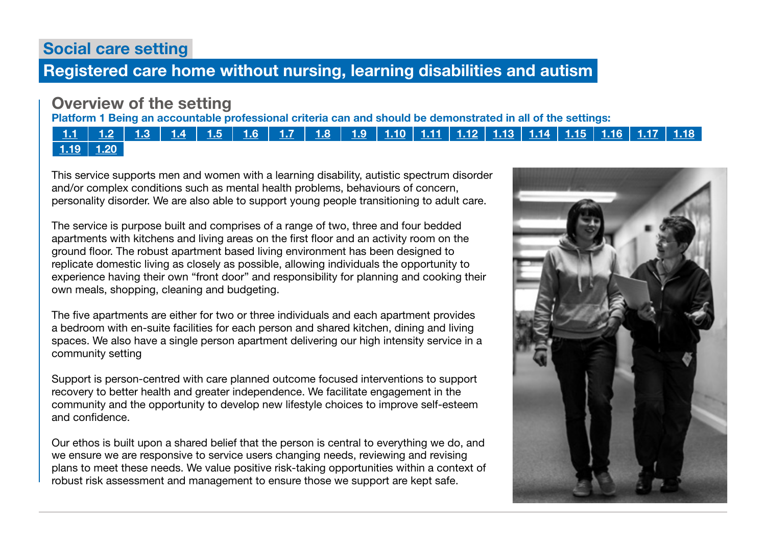# Social care setting

## Registered care home without nursing, learning disabilities and autism

### Overview of the setting

**Platform 1 Being an accountable professional criteria can and should be demonstrated in all of the settings:**

| 1.1 | 1.2 | 1.3 | 1.4 | 1.5 | 1.6 | 1.7 | 1.8 | 1.9 | 1.10 | 1.11 | 1.12 | 1.13 | 1.14 | 1.15 | 1.16 | 1.17 | 1.18 |
|---|---|---|---|---|---|---|---|---|---|---|---|---|---|---|---|---|---|
| 1.19 | 1.20 | | | | | | | | | | | | | | | | |

This service supports men and women with a learning disability, autistic spectrum disorder and/or complex conditions such as mental health problems, behaviours of concern, personality disorder. We are also able to support young people transitioning to adult care.

The service is purpose built and comprises of a range of two, three and four bedded apartments with kitchens and living areas on the first floor and an activity room on the ground floor. The robust apartment based living environment has been designed to replicate domestic living as closely as possible, allowing individuals the opportunity to experience having their own "front door" and responsibility for planning and cooking their own meals, shopping, cleaning and budgeting.

The five apartments are either for two or three individuals and each apartment provides a bedroom with en-suite facilities for each person and shared kitchen, dining and living spaces. We also have a single person apartment delivering our high intensity service in a community setting

Support is person-centred with care planned outcome focused interventions to support recovery to better health and greater independence. We facilitate engagement in the community and the opportunity to develop new lifestyle choices to improve self-esteem and confidence.

Our ethos is built upon a shared belief that the person is central to everything we do, and we ensure we are responsive to service users changing needs, reviewing and revising plans to meet these needs. We value positive risk-taking opportunities within a context of robust risk assessment and management to ensure those we support are kept safe.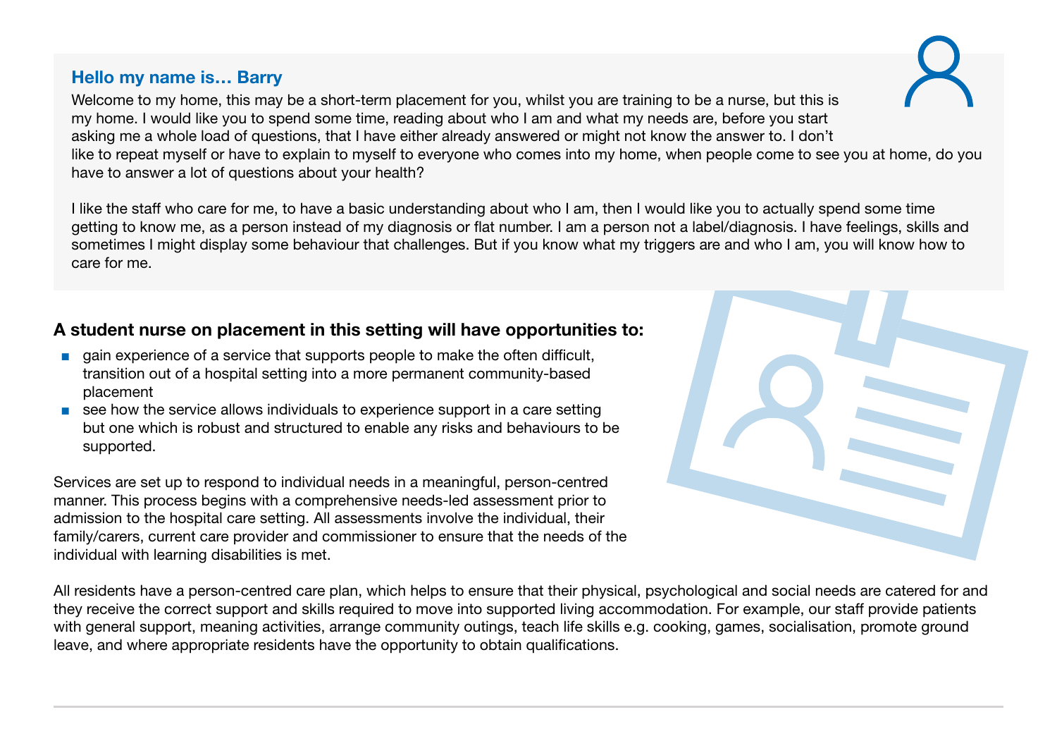## Hello my name is… Barry

Welcome to my home, this may be a short-term placement for you, whilst you are training to be a nurse, but this is my home. I would like you to spend some time, reading about who I am and what my needs are, before you start asking me a whole load of questions, that I have either already answered or might not know the answer to. I don't like to repeat myself or have to explain to myself to everyone who comes into my home, when people come to see you at home, do you have to answer a lot of questions about your health?

I like the staff who care for me, to have a basic understanding about who I am, then I would like you to actually spend some time getting to know me, as a person instead of my diagnosis or flat number. I am a person not a label/diagnosis. I have feelings, skills and sometimes I might display some behaviour that challenges. But if you know what my triggers are and who I am, you will know how to care for me.

### A student nurse on placement in this setting will have opportunities to:

- gain experience of a service that supports people to make the often difficult, transition out of a hospital setting into a more permanent community-based placement
- see how the service allows individuals to experience support in a care setting but one which is robust and structured to enable any risks and behaviours to be supported.

Services are set up to respond to individual needs in a meaningful, person-centred manner. This process begins with a comprehensive needs-led assessment prior to admission to the hospital care setting. All assessments involve the individual, their family/carers, current care provider and commissioner to ensure that the needs of the individual with learning disabilities is met.

All residents have a person-centred care plan, which helps to ensure that their physical, psychological and social needs are catered for and they receive the correct support and skills required to move into supported living accommodation. For example, our staff provide patients with general support, meaning activities, arrange community outings, teach life skills e.g. cooking, games, socialisation, promote ground leave, and where appropriate residents have the opportunity to obtain qualifications.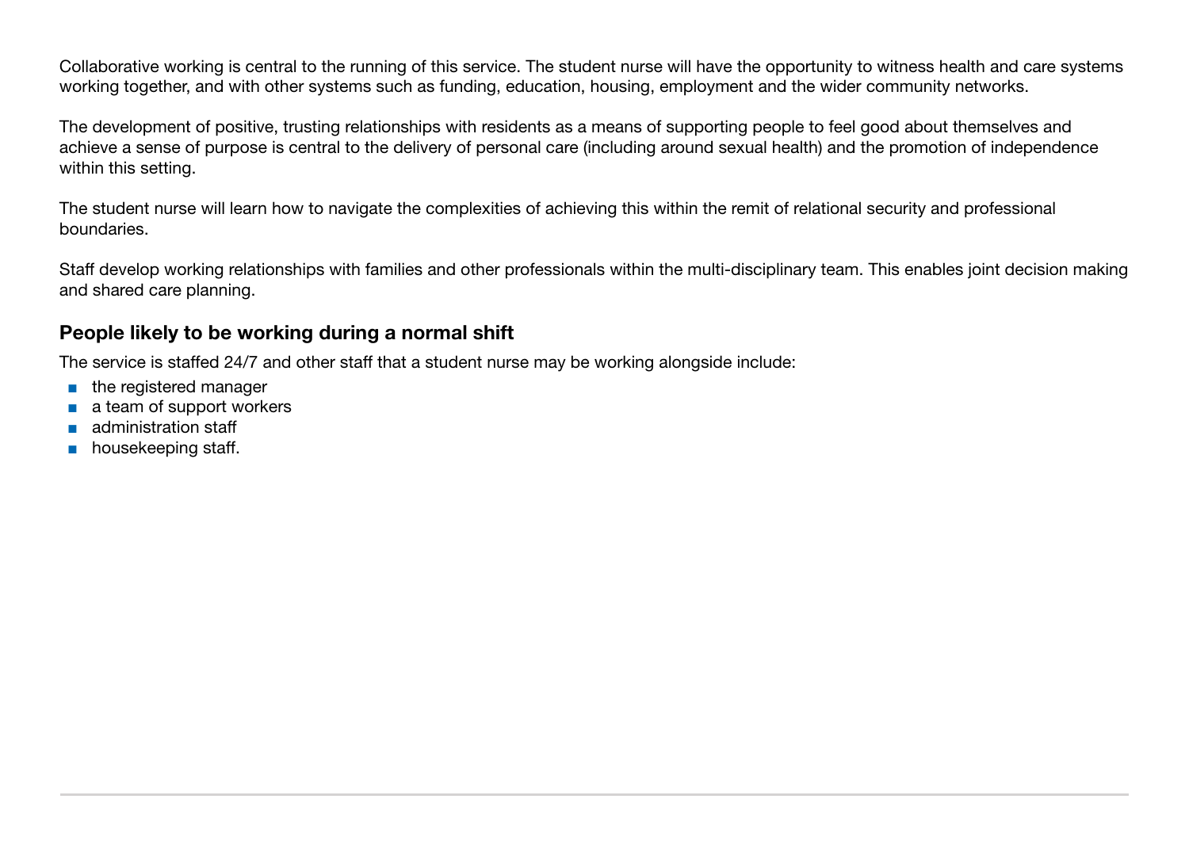Collaborative working is central to the running of this service. The student nurse will have the opportunity to witness health and care systems working together, and with other systems such as funding, education, housing, employment and the wider community networks.

The development of positive, trusting relationships with residents as a means of supporting people to feel good about themselves and achieve a sense of purpose is central to the delivery of personal care (including around sexual health) and the promotion of independence within this setting.

The student nurse will learn how to navigate the complexities of achieving this within the remit of relational security and professional boundaries.

Staff develop working relationships with families and other professionals within the multi-disciplinary team. This enables joint decision making and shared care planning.

### People likely to be working during a normal shift

The service is staffed 24/7 and other staff that a student nurse may be working alongside include:

- the registered manager
- a team of support workers
- administration staff
- housekeeping staff.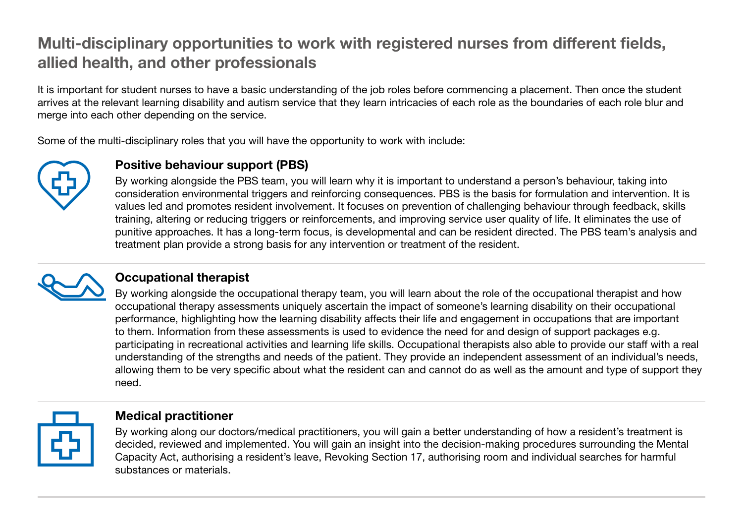## Multi-disciplinary opportunities to work with registered nurses from different fields, allied health, and other professionals

It is important for student nurses to have a basic understanding of the job roles before commencing a placement. Then once the student arrives at the relevant learning disability and autism service that they learn intricacies of each role as the boundaries of each role blur and merge into each other depending on the service.

Some of the multi-disciplinary roles that you will have the opportunity to work with include:

### Positive behaviour support (PBS)

By working alongside the PBS team, you will learn why it is important to understand a person's behaviour, taking into consideration environmental triggers and reinforcing consequences. PBS is the basis for formulation and intervention. It is values led and promotes resident involvement. It focuses on prevention of challenging behaviour through feedback, skills training, altering or reducing triggers or reinforcements, and improving service user quality of life. It eliminates the use of punitive approaches. It has a long-term focus, is developmental and can be resident directed. The PBS team's analysis and treatment plan provide a strong basis for any intervention or treatment of the resident.

### Occupational therapist

By working alongside the occupational therapy team, you will learn about the role of the occupational therapist and how occupational therapy assessments uniquely ascertain the impact of someone's learning disability on their occupational performance, highlighting how the learning disability affects their life and engagement in occupations that are important to them. Information from these assessments is used to evidence the need for and design of support packages e.g. participating in recreational activities and learning life skills. Occupational therapists also able to provide our staff with a real understanding of the strengths and needs of the patient. They provide an independent assessment of an individual's needs, allowing them to be very specific about what the resident can and cannot do as well as the amount and type of support they need.

### Medical practitioner

By working along our doctors/medical practitioners, you will gain a better understanding of how a resident's treatment is decided, reviewed and implemented. You will gain an insight into the decision-making procedures surrounding the Mental Capacity Act, authorising a resident's leave, Revoking Section 17, authorising room and individual searches for harmful substances or materials.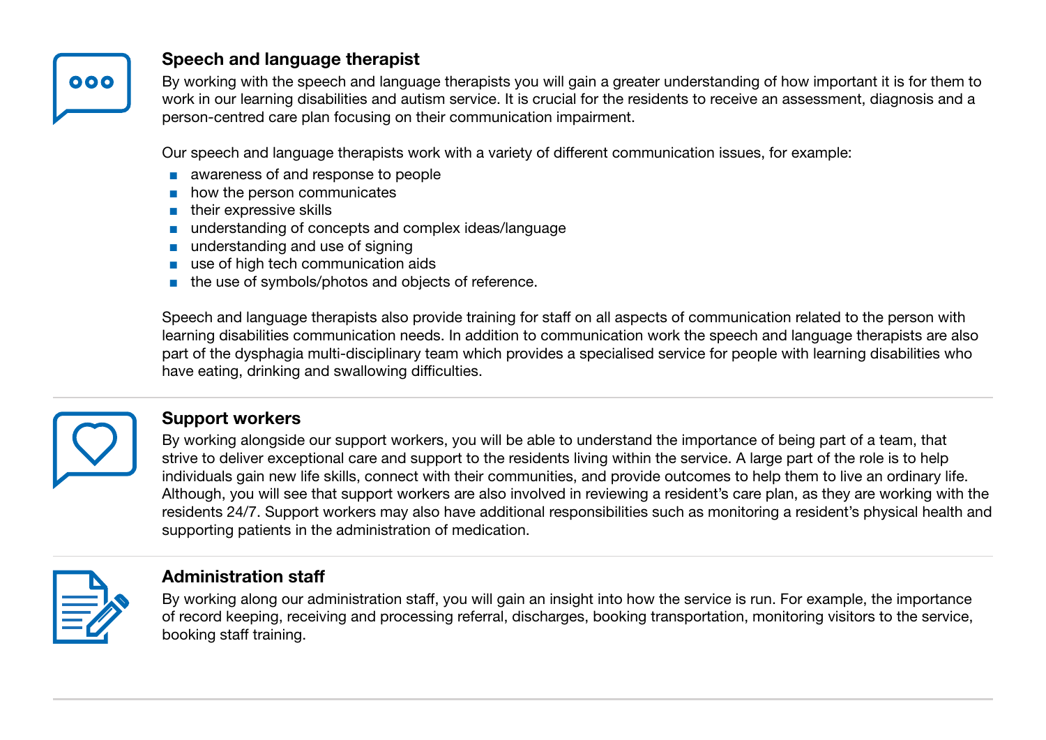### Speech and language therapist

By working with the speech and language therapists you will gain a greater understanding of how important it is for them to work in our learning disabilities and autism service. It is crucial for the residents to receive an assessment, diagnosis and a person-centred care plan focusing on their communication impairment.

Our speech and language therapists work with a variety of different communication issues, for example:

- awareness of and response to people
- how the person communicates
- their expressive skills
- understanding of concepts and complex ideas/language
- understanding and use of signing
- use of high tech communication aids
- the use of symbols/photos and objects of reference.

Speech and language therapists also provide training for staff on all aspects of communication related to the person with learning disabilities communication needs. In addition to communication work the speech and language therapists are also part of the dysphagia multi-disciplinary team which provides a specialised service for people with learning disabilities who have eating, drinking and swallowing difficulties.

### Support workers

By working alongside our support workers, you will be able to understand the importance of being part of a team, that strive to deliver exceptional care and support to the residents living within the service. A large part of the role is to help individuals gain new life skills, connect with their communities, and provide outcomes to help them to live an ordinary life. Although, you will see that support workers are also involved in reviewing a resident's care plan, as they are working with the residents 24/7. Support workers may also have additional responsibilities such as monitoring a resident's physical health and supporting patients in the administration of medication.

### Administration staff

By working along our administration staff, you will gain an insight into how the service is run. For example, the importance of record keeping, receiving and processing referral, discharges, booking transportation, monitoring visitors to the service, booking staff training.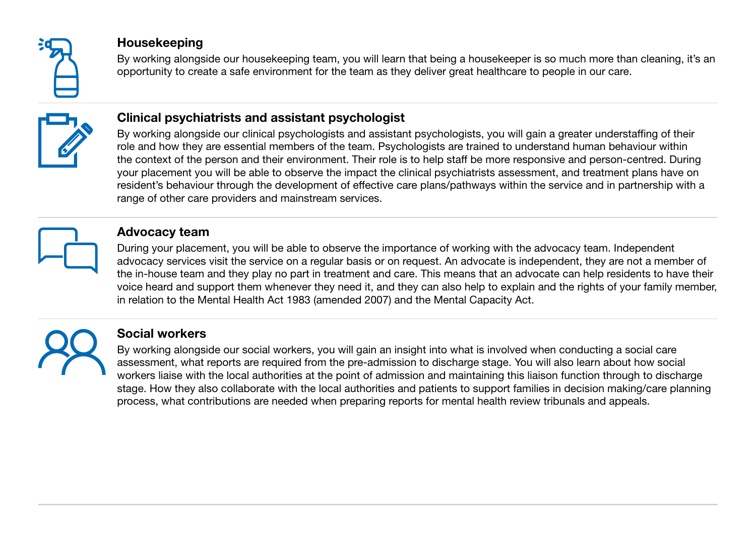### Housekeeping

By working alongside our housekeeping team, you will learn that being a housekeeper is so much more than cleaning, it's an opportunity to create a safe environment for the team as they deliver great healthcare to people in our care.

### Clinical psychiatrists and assistant psychologist

By working alongside our clinical psychologists and assistant psychologists, you will gain a greater understaffing of their role and how they are essential members of the team. Psychologists are trained to understand human behaviour within the context of the person and their environment. Their role is to help staff be more responsive and person-centred. During your placement you will be able to observe the impact the clinical psychiatrists assessment, and treatment plans have on resident's behaviour through the development of effective care plans/pathways within the service and in partnership with a range of other care providers and mainstream services.

### Advocacy team

During your placement, you will be able to observe the importance of working with the advocacy team. Independent advocacy services visit the service on a regular basis or on request. An advocate is independent, they are not a member of the in-house team and they play no part in treatment and care. This means that an advocate can help residents to have their voice heard and support them whenever they need it, and they can also help to explain and the rights of your family member, in relation to the Mental Health Act 1983 (amended 2007) and the Mental Capacity Act.

### Social workers

By working alongside our social workers, you will gain an insight into what is involved when conducting a social care assessment, what reports are required from the pre-admission to discharge stage. You will also learn about how social workers liaise with the local authorities at the point of admission and maintaining this liaison function through to discharge stage. How they also collaborate with the local authorities and patients to support families in decision making/care planning process, what contributions are needed when preparing reports for mental health review tribunals and appeals.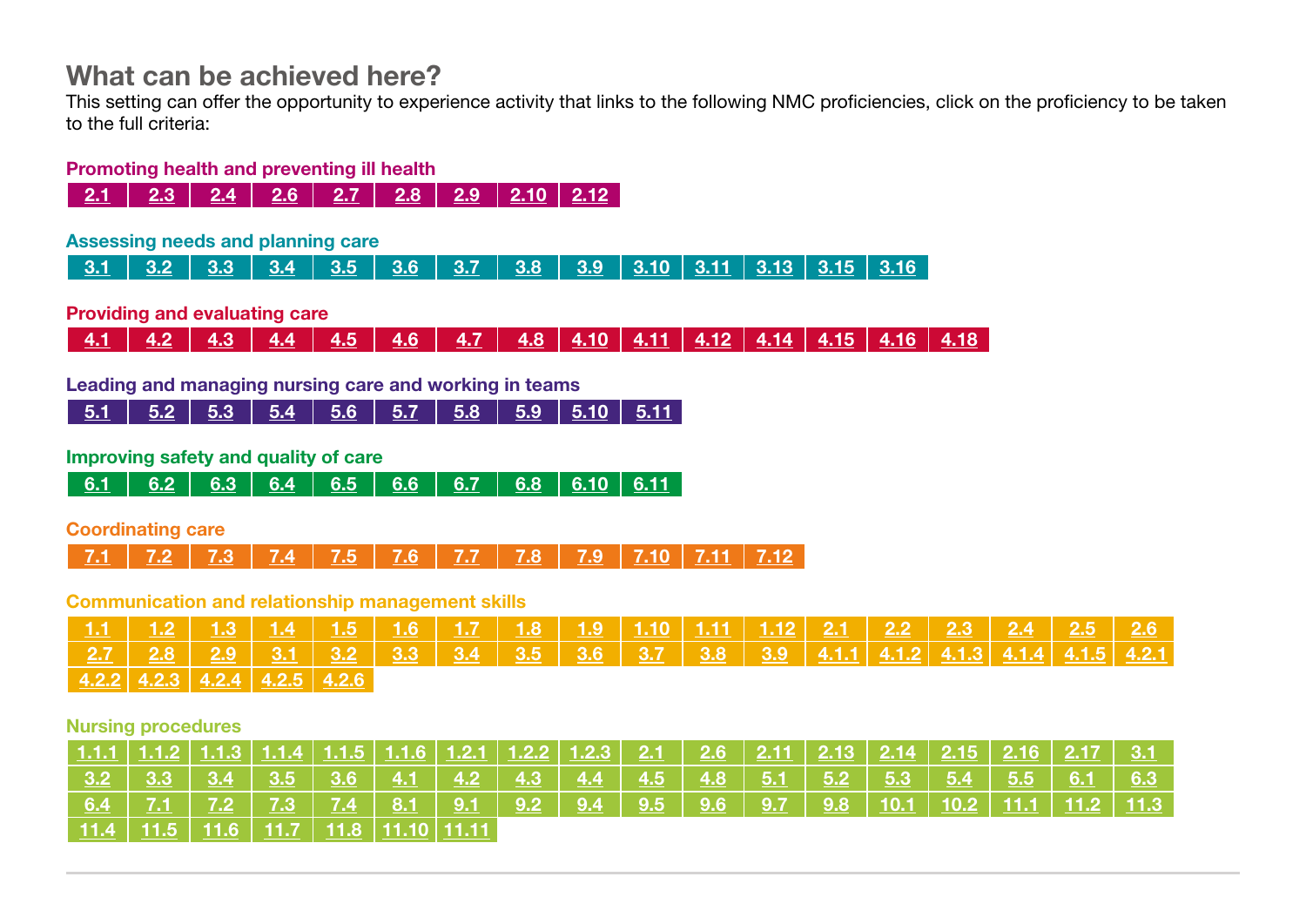## What can be achieved here?

This setting can offer the opportunity to experience activity that links to the following NMC proficiencies, click on the proficiency to be taken to the full criteria:

**Promoting health and preventing ill health**

2.1 | 2.3 | 2.4 | 2.6 | 2.7 | 2.8 | 2.9 | 2.10 | 2.12

**Assessing needs and planning care**

3.1 | 3.2 | 3.3 | 3.4 | 3.5 | 3.6 | 3.7 | 3.8 | 3.9 | 3.10 | 3.11 | 3.13 | 3.15 | 3.16

**Providing and evaluating care**

4.1 | 4.2 | 4.3 | 4.4 | 4.5 | 4.6 | 4.7 | 4.8 | 4.10 | 4.11 | 4.12 | 4.14 | 4.15 | 4.16 | 4.18

**Leading and managing nursing care and working in teams**

5.1 | 5.2 | 5.3 | 5.4 | 5.6 | 5.7 | 5.8 | 5.9 | 5.10 | 5.11

**Improving safety and quality of care**

6.1 | 6.2 | 6.3 | 6.4 | 6.5 | 6.6 | 6.7 | 6.8 | 6.10 | 6.11

**Coordinating care**

7.1 | 7.2 | 7.3 | 7.4 | 7.5 | 7.6 | 7.7 | 7.8 | 7.9 | 7.10 | 7.11 | 7.12

**Communication and relationship management skills**

1.1 | 1.2 | 1.3 | 1.4 | 1.5 | 1.6 | 1.7 | 1.8 | 1.9 | 1.10 | 1.11 | 1.12 | 2.1 | 2.2 | 2.3 | 2.4 | 2.5 | 2.6 | 2.7 | 2.8 | 2.9 | 3.1 | 3.2 | 3.3 | 3.4 | 3.5 | 3.6 | 3.7 | 3.8 | 3.9 | 4.1.1 | 4.1.2 | 4.1.3 | 4.1.4 | 4.1.5 | 4.2.1 | 4.2.2 | 4.2.3 | 4.2.4 | 4.2.5 | 4.2.6

**Nursing procedures**

1.1.1 | 1.1.2 | 1.1.3 | 1.1.4 | 1.1.5 | 1.1.6 | 1.2.1 | 1.2.2 | 1.2.3 | 2.1 | 2.6 | 2.11 | 2.13 | 2.14 | 2.15 | 2.16 | 2.17 | 3.1 | 3.2 | 3.3 | 3.4 | 3.5 | 3.6 | 4.1 | 4.2 | 4.3 | 4.4 | 4.5 | 4.8 | 5.1 | 5.2 | 5.3 | 5.4 | 5.5 | 6.1 | 6.3 | 6.4 | 7.1 | 7.2 | 7.3 | 7.4 | 8.1 | 9.1 | 9.2 | 9.4 | 9.5 | 9.6 | 9.7 | 9.8 | 10.1 | 10.2 | 11.1 | 11.2 | 11.3 | 11.4 | 11.5 | 11.6 | 11.7 | 11.8 | 11.10 | 11.11